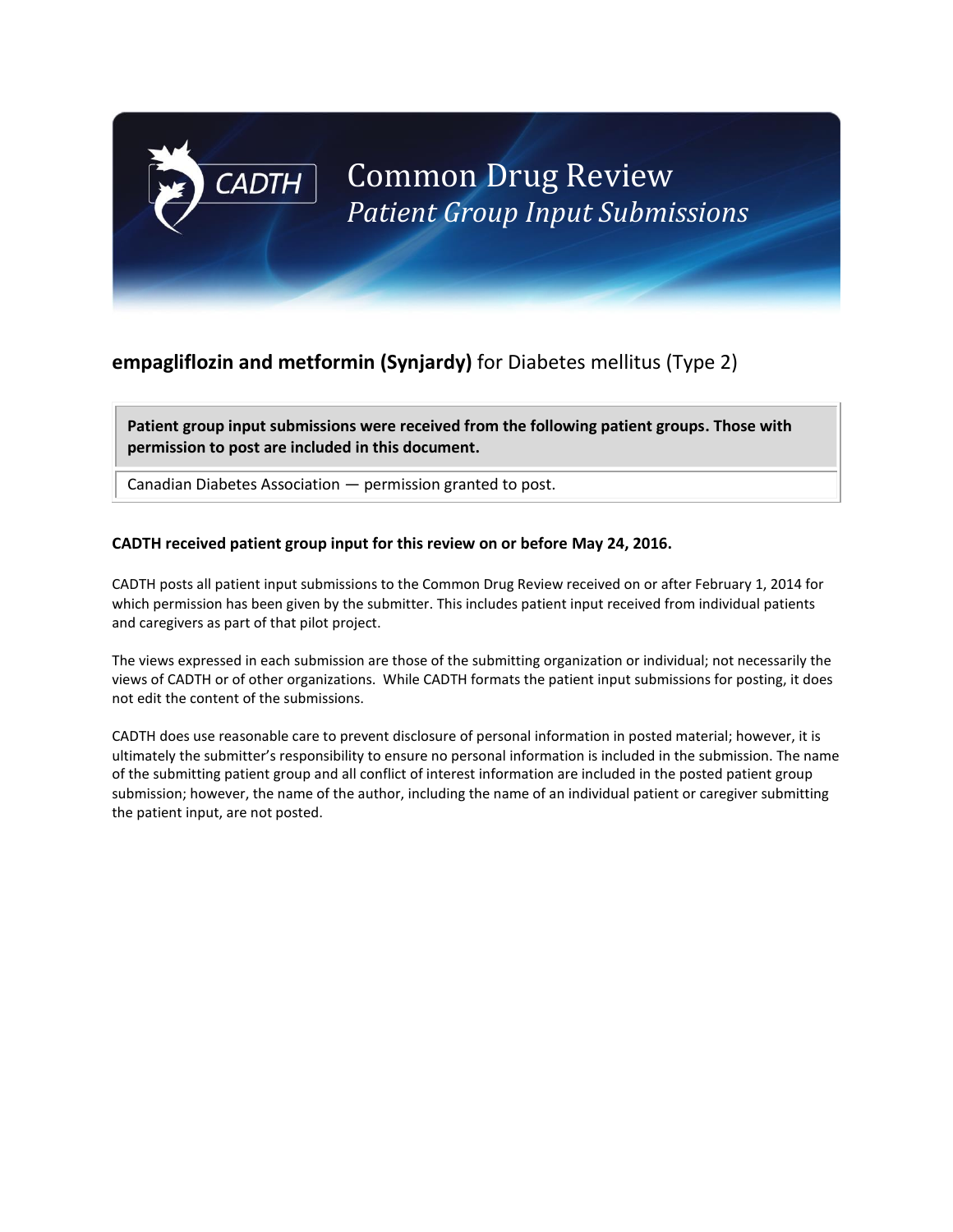# CADTH Common Drug Review
## *Patient Group Input Submissions*

**empagliflozin and metformin (Synjardy)** for Diabetes mellitus (Type 2)

| **Patient group input submissions were received from the following patient groups. Those with permission to post are included in this document.** |
| --- |
| Canadian Diabetes Association — permission granted to post. |

**CADTH received patient group input for this review on or before May 24, 2016.**

CADTH posts all patient input submissions to the Common Drug Review received on or after February 1, 2014 for which permission has been given by the submitter. This includes patient input received from individual patients and caregivers as part of that pilot project.

The views expressed in each submission are those of the submitting organization or individual; not necessarily the views of CADTH or of other organizations. While CADTH formats the patient input submissions for posting, it does not edit the content of the submissions.

CADTH does use reasonable care to prevent disclosure of personal information in posted material; however, it is ultimately the submitter's responsibility to ensure no personal information is included in the submission. The name of the submitting patient group and all conflict of interest information are included in the posted patient group submission; however, the name of the author, including the name of an individual patient or caregiver submitting the patient input, are not posted.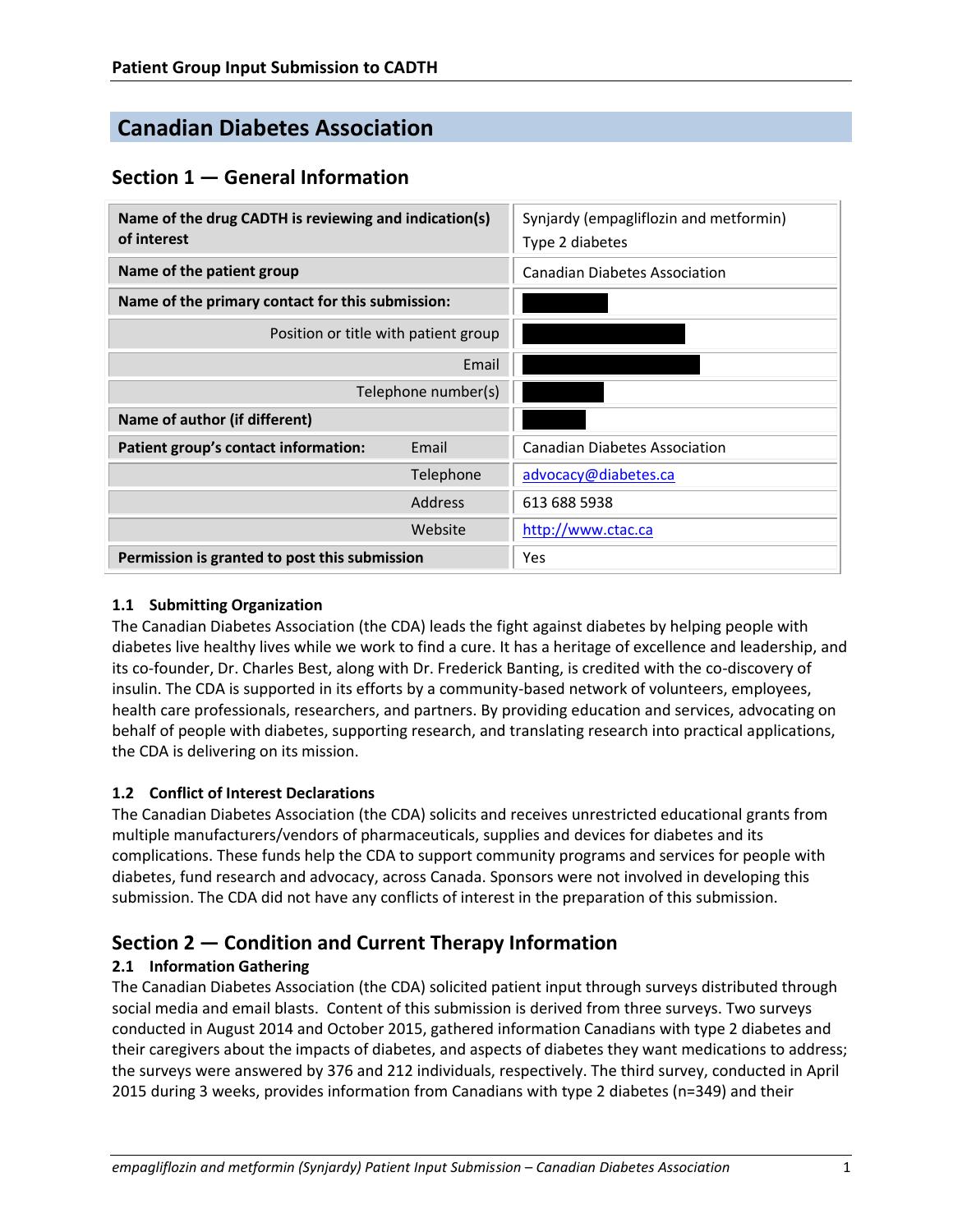# Canadian Diabetes Association

## Section 1 — General Information

| Name of the drug CADTH is reviewing and indication(s) of interest | | Synjardy (empagliflozin and metformin)<br>Type 2 diabetes |
|---|---|---|
| **Name of the patient group** | | Canadian Diabetes Association |
| **Name of the primary contact for this submission:** | | ███ |
| | Position or title with patient group | ███ |
| | Email | ███ |
| | Telephone number(s) | ███ |
| **Name of author (if different)** | | ███ |
| **Patient group's contact information:** | Email | Canadian Diabetes Association |
| | Telephone | advocacy@diabetes.ca |
| | Address | 613 688 5938 |
| | Website | http://www.ctac.ca |
| **Permission is granted to post this submission** | | Yes |

### 1.1 Submitting Organization

The Canadian Diabetes Association (the CDA) leads the fight against diabetes by helping people with diabetes live healthy lives while we work to find a cure. It has a heritage of excellence and leadership, and its co-founder, Dr. Charles Best, along with Dr. Frederick Banting, is credited with the co-discovery of insulin. The CDA is supported in its efforts by a community-based network of volunteers, employees, health care professionals, researchers, and partners. By providing education and services, advocating on behalf of people with diabetes, supporting research, and translating research into practical applications, the CDA is delivering on its mission.

### 1.2 Conflict of Interest Declarations

The Canadian Diabetes Association (the CDA) solicits and receives unrestricted educational grants from multiple manufacturers/vendors of pharmaceuticals, supplies and devices for diabetes and its complications. These funds help the CDA to support community programs and services for people with diabetes, fund research and advocacy, across Canada. Sponsors were not involved in developing this submission. The CDA did not have any conflicts of interest in the preparation of this submission.

## Section 2 — Condition and Current Therapy Information

### 2.1 Information Gathering

The Canadian Diabetes Association (the CDA) solicited patient input through surveys distributed through social media and email blasts. Content of this submission is derived from three surveys. Two surveys conducted in August 2014 and October 2015, gathered information Canadians with type 2 diabetes and their caregivers about the impacts of diabetes, and aspects of diabetes they want medications to address; the surveys were answered by 376 and 212 individuals, respectively. The third survey, conducted in April 2015 during 3 weeks, provides information from Canadians with type 2 diabetes (n=349) and their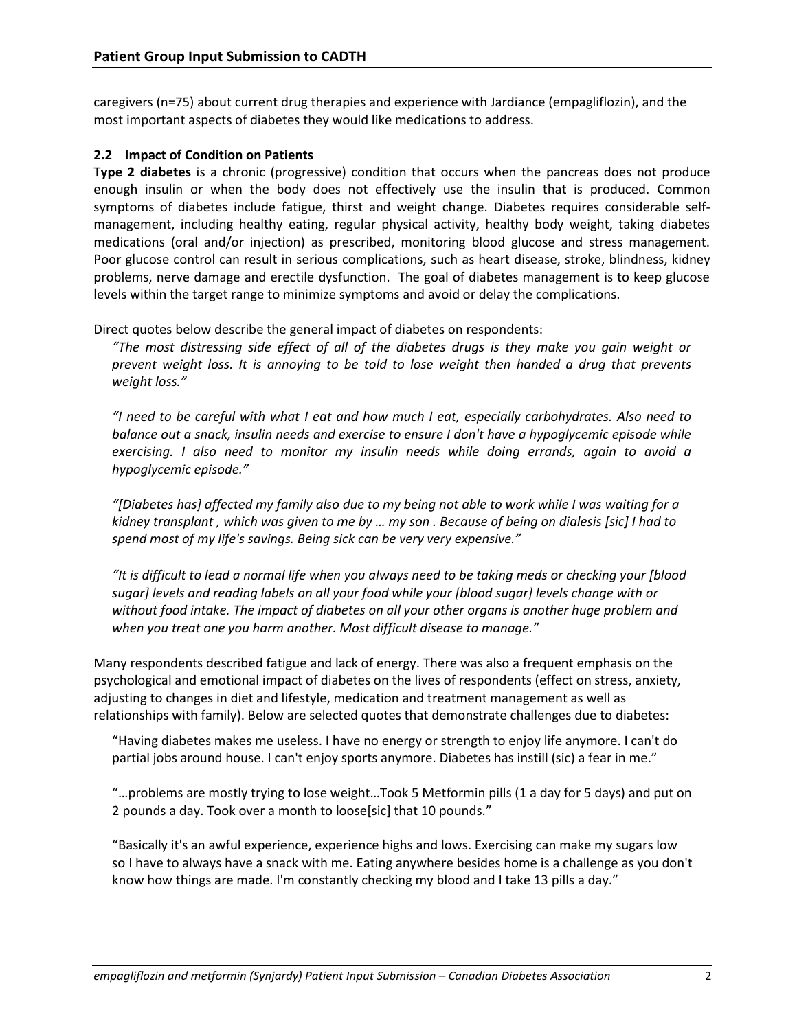caregivers (n=75) about current drug therapies and experience with Jardiance (empagliflozin), and the most important aspects of diabetes they would like medications to address.

### 2.2 Impact of Condition on Patients

T**ype 2 diabetes** is a chronic (progressive) condition that occurs when the pancreas does not produce enough insulin or when the body does not effectively use the insulin that is produced. Common symptoms of diabetes include fatigue, thirst and weight change. Diabetes requires considerable self-management, including healthy eating, regular physical activity, healthy body weight, taking diabetes medications (oral and/or injection) as prescribed, monitoring blood glucose and stress management. Poor glucose control can result in serious complications, such as heart disease, stroke, blindness, kidney problems, nerve damage and erectile dysfunction. The goal of diabetes management is to keep glucose levels within the target range to minimize symptoms and avoid or delay the complications.

Direct quotes below describe the general impact of diabetes on respondents:

> *"The most distressing side effect of all of the diabetes drugs is they make you gain weight or prevent weight loss. It is annoying to be told to lose weight then handed a drug that prevents weight loss."*
>
> *"I need to be careful with what I eat and how much I eat, especially carbohydrates. Also need to balance out a snack, insulin needs and exercise to ensure I don't have a hypoglycemic episode while exercising. I also need to monitor my insulin needs while doing errands, again to avoid a hypoglycemic episode."*
>
> *"[Diabetes has] affected my family also due to my being not able to work while I was waiting for a kidney transplant , which was given to me by … my son . Because of being on dialesis [sic] I had to spend most of my life's savings. Being sick can be very very expensive."*
>
> *"It is difficult to lead a normal life when you always need to be taking meds or checking your [blood sugar] levels and reading labels on all your food while your [blood sugar] levels change with or without food intake. The impact of diabetes on all your other organs is another huge problem and when you treat one you harm another. Most difficult disease to manage."*

Many respondents described fatigue and lack of energy. There was also a frequent emphasis on the psychological and emotional impact of diabetes on the lives of respondents (effect on stress, anxiety, adjusting to changes in diet and lifestyle, medication and treatment management as well as relationships with family). Below are selected quotes that demonstrate challenges due to diabetes:

> "Having diabetes makes me useless. I have no energy or strength to enjoy life anymore. I can't do partial jobs around house. I can't enjoy sports anymore. Diabetes has instill (sic) a fear in me."
>
> "…problems are mostly trying to lose weight…Took 5 Metformin pills (1 a day for 5 days) and put on 2 pounds a day. Took over a month to loose[sic] that 10 pounds."
>
> "Basically it's an awful experience, experience highs and lows. Exercising can make my sugars low so I have to always have a snack with me. Eating anywhere besides home is a challenge as you don't know how things are made. I'm constantly checking my blood and I take 13 pills a day."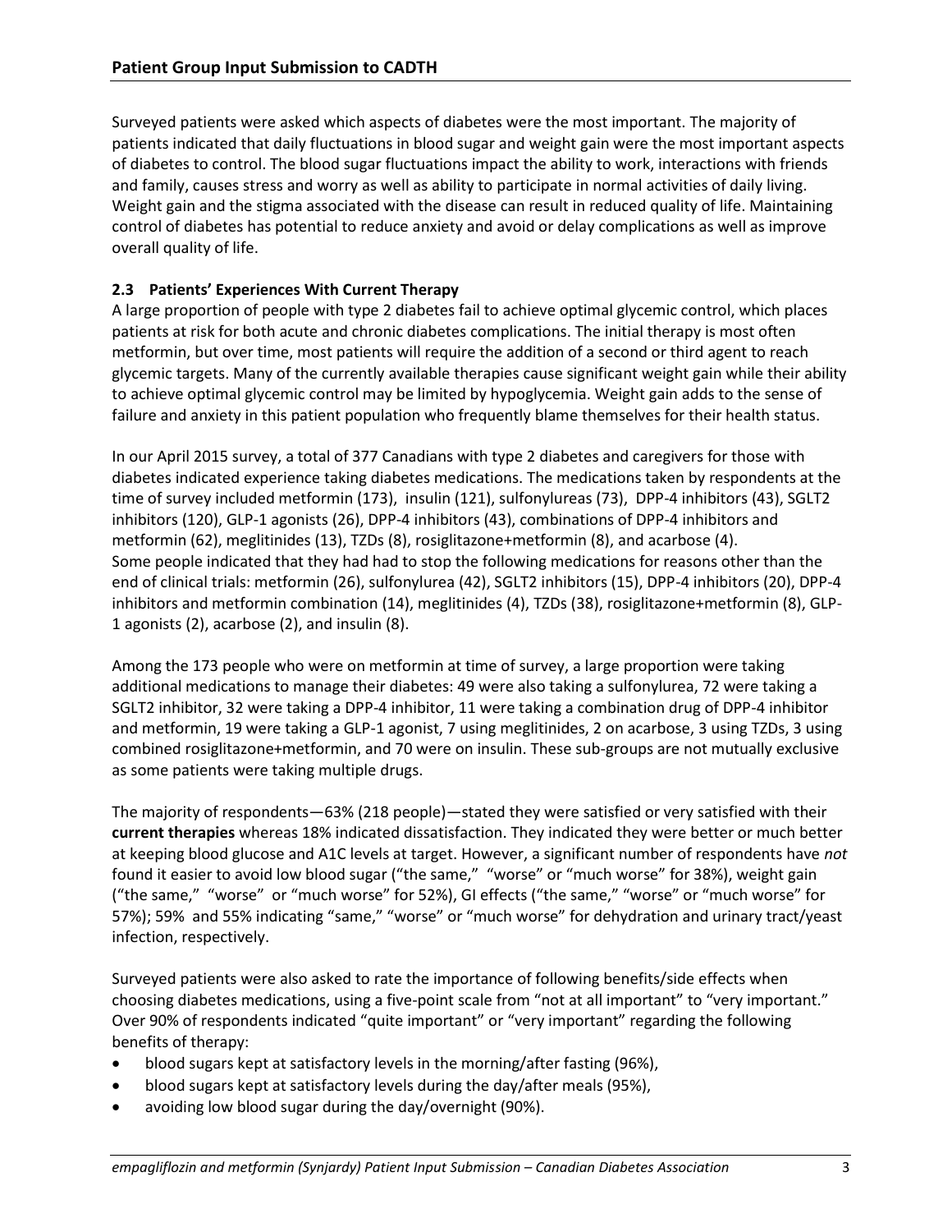Surveyed patients were asked which aspects of diabetes were the most important. The majority of patients indicated that daily fluctuations in blood sugar and weight gain were the most important aspects of diabetes to control. The blood sugar fluctuations impact the ability to work, interactions with friends and family, causes stress and worry as well as ability to participate in normal activities of daily living. Weight gain and the stigma associated with the disease can result in reduced quality of life. Maintaining control of diabetes has potential to reduce anxiety and avoid or delay complications as well as improve overall quality of life.

### 2.3 Patients' Experiences With Current Therapy

A large proportion of people with type 2 diabetes fail to achieve optimal glycemic control, which places patients at risk for both acute and chronic diabetes complications. The initial therapy is most often metformin, but over time, most patients will require the addition of a second or third agent to reach glycemic targets. Many of the currently available therapies cause significant weight gain while their ability to achieve optimal glycemic control may be limited by hypoglycemia. Weight gain adds to the sense of failure and anxiety in this patient population who frequently blame themselves for their health status.

In our April 2015 survey, a total of 377 Canadians with type 2 diabetes and caregivers for those with diabetes indicated experience taking diabetes medications. The medications taken by respondents at the time of survey included metformin (173), insulin (121), sulfonylureas (73), DPP-4 inhibitors (43), SGLT2 inhibitors (120), GLP-1 agonists (26), DPP-4 inhibitors (43), combinations of DPP-4 inhibitors and metformin (62), meglitinides (13), TZDs (8), rosiglitazone+metformin (8), and acarbose (4). Some people indicated that they had had to stop the following medications for reasons other than the end of clinical trials: metformin (26), sulfonylurea (42), SGLT2 inhibitors (15), DPP-4 inhibitors (20), DPP-4 inhibitors and metformin combination (14), meglitinides (4), TZDs (38), rosiglitazone+metformin (8), GLP-1 agonists (2), acarbose (2), and insulin (8).

Among the 173 people who were on metformin at time of survey, a large proportion were taking additional medications to manage their diabetes: 49 were also taking a sulfonylurea, 72 were taking a SGLT2 inhibitor, 32 were taking a DPP-4 inhibitor, 11 were taking a combination drug of DPP-4 inhibitor and metformin, 19 were taking a GLP-1 agonist, 7 using meglitinides, 2 on acarbose, 3 using TZDs, 3 using combined rosiglitazone+metformin, and 70 were on insulin. These sub-groups are not mutually exclusive as some patients were taking multiple drugs.

The majority of respondents—63% (218 people)—stated they were satisfied or very satisfied with their **current therapies** whereas 18% indicated dissatisfaction. They indicated they were better or much better at keeping blood glucose and A1C levels at target. However, a significant number of respondents have *not* found it easier to avoid low blood sugar ("the same," "worse" or "much worse" for 38%), weight gain ("the same," "worse" or "much worse" for 52%), GI effects ("the same," "worse" or "much worse" for 57%); 59% and 55% indicating "same," "worse" or "much worse" for dehydration and urinary tract/yeast infection, respectively.

Surveyed patients were also asked to rate the importance of following benefits/side effects when choosing diabetes medications, using a five-point scale from "not at all important" to "very important." Over 90% of respondents indicated "quite important" or "very important" regarding the following benefits of therapy:

- blood sugars kept at satisfactory levels in the morning/after fasting (96%),
- blood sugars kept at satisfactory levels during the day/after meals (95%),
- avoiding low blood sugar during the day/overnight (90%).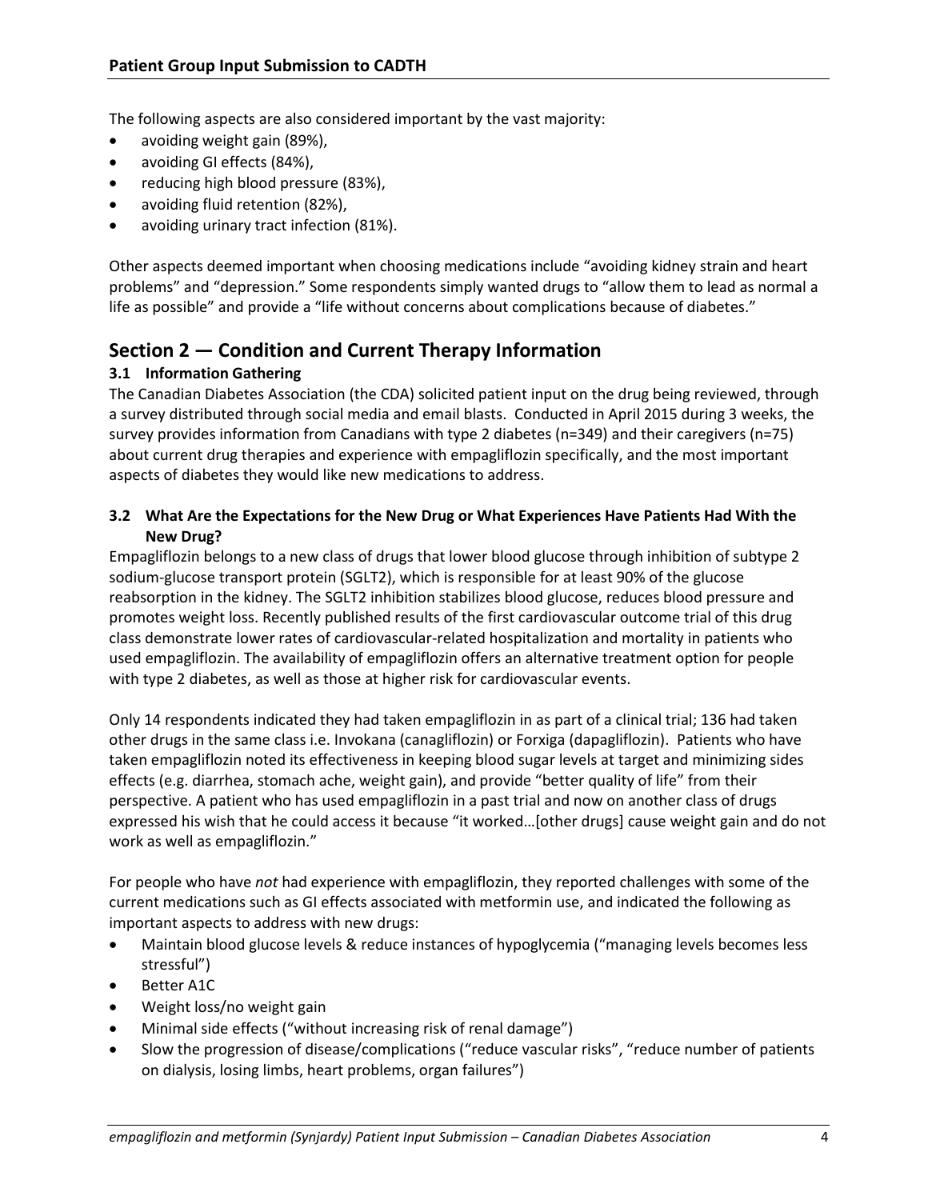The following aspects are also considered important by the vast majority:

- avoiding weight gain (89%),
- avoiding GI effects (84%),
- reducing high blood pressure (83%),
- avoiding fluid retention (82%),
- avoiding urinary tract infection (81%).

Other aspects deemed important when choosing medications include "avoiding kidney strain and heart problems" and "depression." Some respondents simply wanted drugs to "allow them to lead as normal a life as possible" and provide a "life without concerns about complications because of diabetes."

## Section 2 — Condition and Current Therapy Information

### 3.1 Information Gathering

The Canadian Diabetes Association (the CDA) solicited patient input on the drug being reviewed, through a survey distributed through social media and email blasts. Conducted in April 2015 during 3 weeks, the survey provides information from Canadians with type 2 diabetes (n=349) and their caregivers (n=75) about current drug therapies and experience with empagliflozin specifically, and the most important aspects of diabetes they would like new medications to address.

### 3.2 What Are the Expectations for the New Drug or What Experiences Have Patients Had With the New Drug?

Empagliflozin belongs to a new class of drugs that lower blood glucose through inhibition of subtype 2 sodium-glucose transport protein (SGLT2), which is responsible for at least 90% of the glucose reabsorption in the kidney. The SGLT2 inhibition stabilizes blood glucose, reduces blood pressure and promotes weight loss. Recently published results of the first cardiovascular outcome trial of this drug class demonstrate lower rates of cardiovascular-related hospitalization and mortality in patients who used empagliflozin. The availability of empagliflozin offers an alternative treatment option for people with type 2 diabetes, as well as those at higher risk for cardiovascular events.

Only 14 respondents indicated they had taken empagliflozin in as part of a clinical trial; 136 had taken other drugs in the same class i.e. Invokana (canagliflozin) or Forxiga (dapagliflozin). Patients who have taken empagliflozin noted its effectiveness in keeping blood sugar levels at target and minimizing sides effects (e.g. diarrhea, stomach ache, weight gain), and provide "better quality of life" from their perspective. A patient who has used empagliflozin in a past trial and now on another class of drugs expressed his wish that he could access it because "it worked…[other drugs] cause weight gain and do not work as well as empagliflozin."

For people who have *not* had experience with empagliflozin, they reported challenges with some of the current medications such as GI effects associated with metformin use, and indicated the following as important aspects to address with new drugs:

- Maintain blood glucose levels & reduce instances of hypoglycemia ("managing levels becomes less stressful")
- Better A1C
- Weight loss/no weight gain
- Minimal side effects ("without increasing risk of renal damage")
- Slow the progression of disease/complications ("reduce vascular risks", "reduce number of patients on dialysis, losing limbs, heart problems, organ failures")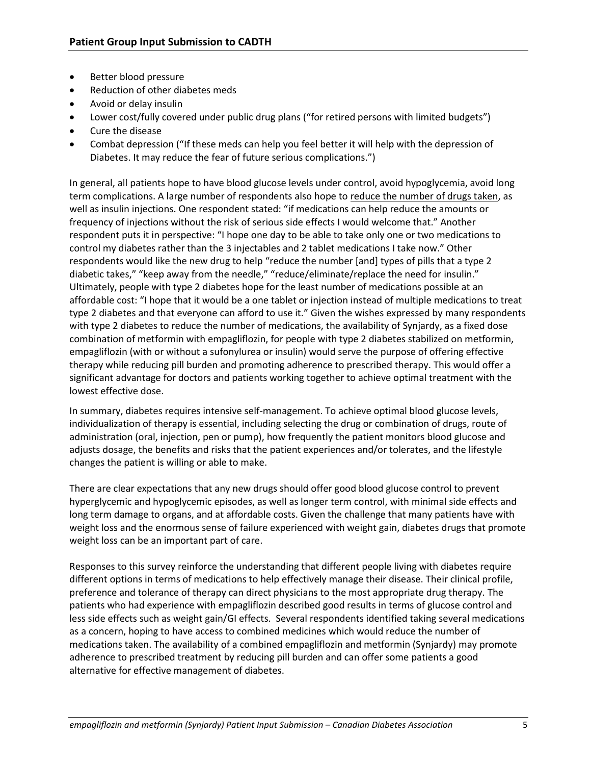- Better blood pressure
- Reduction of other diabetes meds
- Avoid or delay insulin
- Lower cost/fully covered under public drug plans ("for retired persons with limited budgets")
- Cure the disease
- Combat depression ("If these meds can help you feel better it will help with the depression of Diabetes. It may reduce the fear of future serious complications.")

In general, all patients hope to have blood glucose levels under control, avoid hypoglycemia, avoid long term complications. A large number of respondents also hope to reduce the number of drugs taken, as well as insulin injections. One respondent stated: "if medications can help reduce the amounts or frequency of injections without the risk of serious side effects I would welcome that." Another respondent puts it in perspective: "I hope one day to be able to take only one or two medications to control my diabetes rather than the 3 injectables and 2 tablet medications I take now." Other respondents would like the new drug to help "reduce the number [and] types of pills that a type 2 diabetic takes," "keep away from the needle," "reduce/eliminate/replace the need for insulin." Ultimately, people with type 2 diabetes hope for the least number of medications possible at an affordable cost: "I hope that it would be a one tablet or injection instead of multiple medications to treat type 2 diabetes and that everyone can afford to use it." Given the wishes expressed by many respondents with type 2 diabetes to reduce the number of medications, the availability of Synjardy, as a fixed dose combination of metformin with empagliflozin, for people with type 2 diabetes stabilized on metformin, empagliflozin (with or without a sufonylurea or insulin) would serve the purpose of offering effective therapy while reducing pill burden and promoting adherence to prescribed therapy. This would offer a significant advantage for doctors and patients working together to achieve optimal treatment with the lowest effective dose.

In summary, diabetes requires intensive self-management. To achieve optimal blood glucose levels, individualization of therapy is essential, including selecting the drug or combination of drugs, route of administration (oral, injection, pen or pump), how frequently the patient monitors blood glucose and adjusts dosage, the benefits and risks that the patient experiences and/or tolerates, and the lifestyle changes the patient is willing or able to make.

There are clear expectations that any new drugs should offer good blood glucose control to prevent hyperglycemic and hypoglycemic episodes, as well as longer term control, with minimal side effects and long term damage to organs, and at affordable costs. Given the challenge that many patients have with weight loss and the enormous sense of failure experienced with weight gain, diabetes drugs that promote weight loss can be an important part of care.

Responses to this survey reinforce the understanding that different people living with diabetes require different options in terms of medications to help effectively manage their disease. Their clinical profile, preference and tolerance of therapy can direct physicians to the most appropriate drug therapy. The patients who had experience with empagliflozin described good results in terms of glucose control and less side effects such as weight gain/GI effects. Several respondents identified taking several medications as a concern, hoping to have access to combined medicines which would reduce the number of medications taken. The availability of a combined empagliflozin and metformin (Synjardy) may promote adherence to prescribed treatment by reducing pill burden and can offer some patients a good alternative for effective management of diabetes.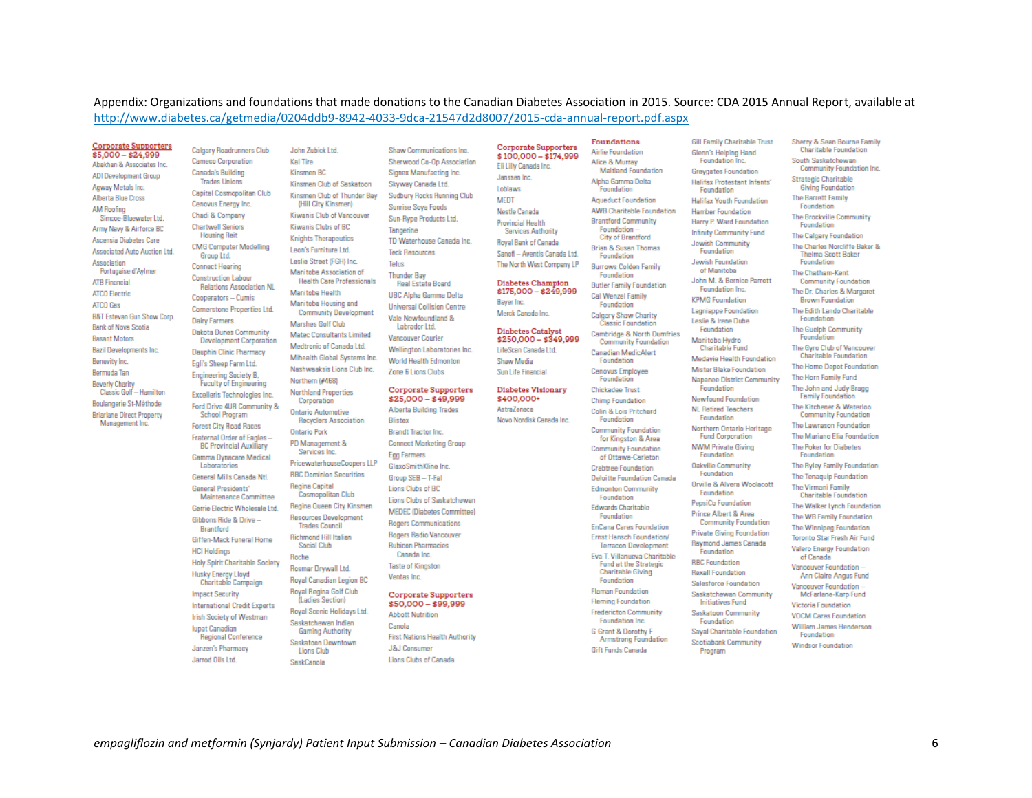Appendix: Organizations and foundations that made donations to the Canadian Diabetes Association in 2015. Source: CDA 2015 Annual Report, available at http://www.diabetes.ca/getmedia/0204ddb9-8942-4033-9dca-21547d2d8007/2015-cda-annual-report.pdf.aspx

**Corporate Supporters $5,000 – $24,999**

Abakhan & Associates Inc.
ADI Development Group
Agway Metals Inc.
Alberta Blue Cross
AM Roofing Simcoe-Bluewater Ltd.
Army Navy & Airforce BC
Ascensia Diabetes Care
Associated Auto Auction Ltd.
Association Portugaise d'Aylmer
ATB Financial
ATCO Electric
ATCO Gas
B&T Estevan Gun Show Corp.
Bank of Nova Scotia
Basant Motors
Bazil Developments Inc.
Benevity Inc.
Bermuda Tan
Beverly Charity Classic Golf – Hamilton
Boulangerie St-Méthode
Briarlane Direct Property Management Inc.
Calgary Roadrunners Club
Cameco Corporation
Canada's Building Trades Unions
Capital Cosmopolitan Club
Cenovus Energy Inc.
Chadi & Company
Chartwell Seniors Housing Reit
CMG Computer Modelling Group Ltd.
Connect Hearing
Construction Labour Relations Association NL
Cooperators – Cumis
Cornerstone Properties Ltd.
Dairy Farmers
Dakota Dunes Community Development Corporation
Dauphin Clinic Pharmacy
Egli's Sheep Farm Ltd.
Engineering Society B, Faculty of Engineering
Excelleris Technologies Inc.
Ford Drive 4UR Community & School Program
Forest City Road Races
Fraternal Order of Eagles – BC Provincial Auxiliary
Gamma Dynacare Medical Laboratories
General Mills Canada Ntl.
General Presidents' Maintenance Committee
Gerrie Electric Wholesale Ltd.
Gibbons Ride & Drive – Brantford
Giffen-Mack Funeral Home
HCI Holdings
Holy Spirit Charitable Society
Husky Energy Lloyd Charitable Campaign
Impact Security
International Credit Experts
Irish Society of Westman
Iupat Canadian Regional Conference
Janzen's Pharmacy
Jarrod Oils Ltd.
John Zubick Ltd.
Kal Tire
Kinsmen BC
Kinsmen Club of Saskatoon
Kinsmen Club of Thunder Bay (Hill City Kinsmen)
Kiwanis Club of Vancouver
Kiwanis Clubs of BC
Knights Therapeutics
Leon's Furniture Ltd.
Leslie Street (FGH) Inc.
Manitoba Association of Health Care Professionals
Manitoba Health
Manitoba Housing and Community Development
Marshes Golf Club
Matec Consultants Limited
Medtronic of Canada Ltd.
Mihealth Global Systems Inc.
Nashwaaksis Lions Club Inc.
Northern (#468)
Northland Properties Corporation
Ontario Automotive Recyclers Association
Ontario Pork
PD Management & Services Inc.
PricewaterhouseCoopers LLP
RBC Dominion Securities
Regina Capital Cosmopolitan Club
Regina Queen City Kinsmen
Resources Development Trades Council
Richmond Hill Italian Social Club
Roche
Rosmar Drywall Ltd.
Royal Canadian Legion BC
Royal Regina Golf Club (Ladies Section)
Royal Scenic Holidays Ltd.
Saskatchewan Indian Gaming Authority
Saskatoon Downtown Lions Club
SaskCanola
Shaw Communications Inc.
Sherwood Co-Op Association
Signex Manufacturing Inc.
Skyway Canada Ltd.
Sudbury Rocks Running Club
Sunrise Soya Foods
Sun-Rype Products Ltd.
Tangerine
TD Waterhouse Canada Inc.
Teck Resources
Telus
Thunder Bay Real Estate Board
UBC Alpha Gamma Delta
Universal Collision Centre
Vale Newfoundland & Labrador Ltd.
Vancouver Courier
Wellington Laboratories Inc.
World Health Edmonton
Zone 6 Lions Clubs

**Corporate Supporters $25,000 – $49,999**

Alberta Building Trades
Blistex
Brandt Tractor Inc.
Connect Marketing Group
Egg Farmers
GlaxoSmithKline Inc.
Group SEB – T-Fal
Lions Clubs of BC
Lions Clubs of Saskatchewan
MEDEC (Diabetes Committee)
Rogers Communications
Rogers Radio Vancouver
Rubicon Pharmacies Canada Inc.
Taste of Kingston
Ventas Inc.

**Corporate Supporters $50,000 – $99,999**

Abbott Nutrition
Canola
First Nations Health Authority
J&J Consumer
Lions Clubs of Canada

**Corporate Supporters $100,000 – $174,999**

Eli Lilly Canada Inc.
Janssen Inc.
Loblaws
MEDT
Nestle Canada
Provincial Health Services Authority
Royal Bank of Canada
Sanofi – Aventis Canada Ltd.
The North West Company LP

**Diabetes Champion $175,000 – $249,999**

Bayer Inc.
Merck Canada Inc.

**Diabetes Catalyst $250,000 – $349,999**

LifeScan Canada Ltd.
Shaw Media
Sun Life Financial

**Diabetes Visionary $400,000+**

AstraZeneca
Novo Nordisk Canada Inc.

**Foundations**

Airlie Foundation
Alice & Murray Maitland Foundation
Alpha Gamma Delta Foundation
Aqueduct Foundation
AWB Charitable Foundation
Brantford Community Foundation – City of Brantford
Brian & Susan Thomas Foundation
Burrows Colden Family Foundation
Butler Family Foundation
Cal Wenzel Family Foundation
Calgary Shaw Charity Classic Foundation
Cambridge & North Dumfries Community Foundation
Canadian MedicAlert Foundation
Cenovus Employee Foundation
Chickadee Trust
Chimp Foundation
Colin & Lois Pritchard Foundation
Community Foundation for Kingston & Area
Community Foundation of Ottawa-Carleton
Crabtree Foundation
Deloitte Foundation Canada
Edmonton Community Foundation
Edwards Charitable Foundation
EnCana Cares Foundation
Ernst Hansch Foundation/ Terracon Development
Eva T. Villanueva Charitable Fund at the Strategic Charitable Giving Foundation
Flaman Foundation
Fleming Foundation
Fredericton Community Foundation Inc.
G Grant & Dorothy F Armstrong Foundation
Gift Funds Canada
Gill Family Charitable Trust
Glenn's Helping Hand Foundation Inc.
Greygates Foundation
Halifax Protestant Infants' Foundation
Halifax Youth Foundation
Hamber Foundation
Harry P. Ward Foundation
Infinity Community Fund
Jewish Community Foundation
Jewish Foundation of Manitoba
John M. & Bernice Parrott Foundation Inc.
KPMG Foundation
Lagniappe Foundation
Leslie & Irene Dube Foundation
Manitoba Hydro Charitable Fund
Medavie Health Foundation
Mister Blake Foundation
Napanee District Community Foundation
Newfound Foundation
NL Retired Teachers Foundation
Northern Ontario Heritage Fund Corporation
NWM Private Giving Foundation
Oakville Community Foundation
Orville & Alvera Woolacott Foundation
PepsiCo Foundation
Prince Albert & Area Community Foundation
Private Giving Foundation
Raymond James Canada Foundation
RBC Foundation
Rexall Foundation
Salesforce Foundation
Saskatchewan Community Initiatives Fund
Saskatoon Community Foundation
Sayal Charitable Foundation
Scotiabank Community Program
Sherry & Sean Bourne Family Charitable Foundation
South Saskatchewan Community Foundation Inc.
Strategic Charitable Giving Foundation
The Barrett Family Foundation
The Brockville Community Foundation
The Calgary Foundation
The Charles Norcliffe Baker & Thelma Scott Baker Foundation
The Chatham-Kent Community Foundation
The Dr. Charles & Margaret Brown Foundation
The Edith Lando Charitable Foundation
The Guelph Community Foundation
The Gyro Club of Vancouver Charitable Foundation
The Home Depot Foundation
The Horn Family Fund
The John and Judy Bragg Family Foundation
The Kitchener & Waterloo Community Foundation
The Lawrason Foundation
The Mariano Elia Foundation
The Poker for Diabetes Foundation
The Ryley Family Foundation
The Tenaquip Foundation
The Virmani Family Charitable Foundation
The Walker Lynch Foundation
The WB Family Foundation
The Winnipeg Foundation
Toronto Star Fresh Air Fund
Valero Energy Foundation of Canada
Vancouver Foundation – Ann Claire Angus Fund
Vancouver Foundation – McFarlane-Karp Fund
Victoria Foundation
VOCM Cares Foundation
William James Henderson Foundation
Windsor Foundation